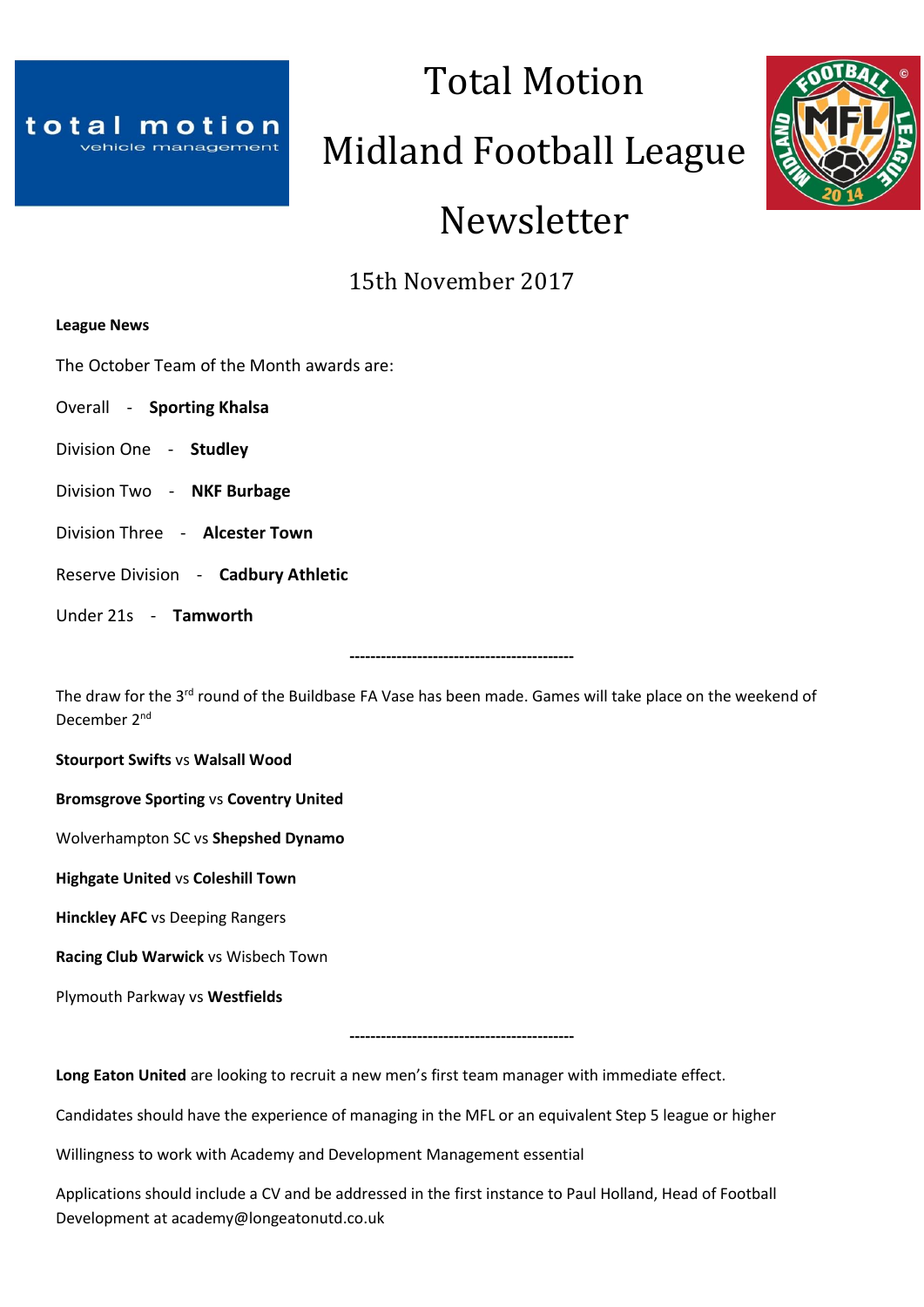# Total Motion Midland Football League Newsletter

15th November 2017

**League News**

The October Team of the Month awards are:

Overall - **Sporting Khalsa**

Division One - **Studley**

Division Two - **NKF Burbage**

Division Three - **Alcester Town**

Reserve Division - **Cadbury Athletic**

Under 21s - **Tamworth**

--------------------------------------------

The draw for the 3rd round of the Buildbase FA Vase has been made. Games will take place on the weekend of December 2nd

**Stourport Swifts** vs **Walsall Wood**

**Bromsgrove Sporting** vs **Coventry United**

Wolverhampton SC vs **Shepshed Dynamo**

**Highgate United** vs **Coleshill Town**

**Hinckley AFC** vs Deeping Rangers

**Racing Club Warwick** vs Wisbech Town

Plymouth Parkway vs **Westfields**

--------------------------------------------

**Long Eaton United** are looking to recruit a new men's first team manager with immediate effect.

Candidates should have the experience of managing in the MFL or an equivalent Step 5 league or higher

Willingness to work with Academy and Development Management essential

Applications should include a CV and be addressed in the first instance to Paul Holland, Head of Football Development at academy@longeatonutd.co.uk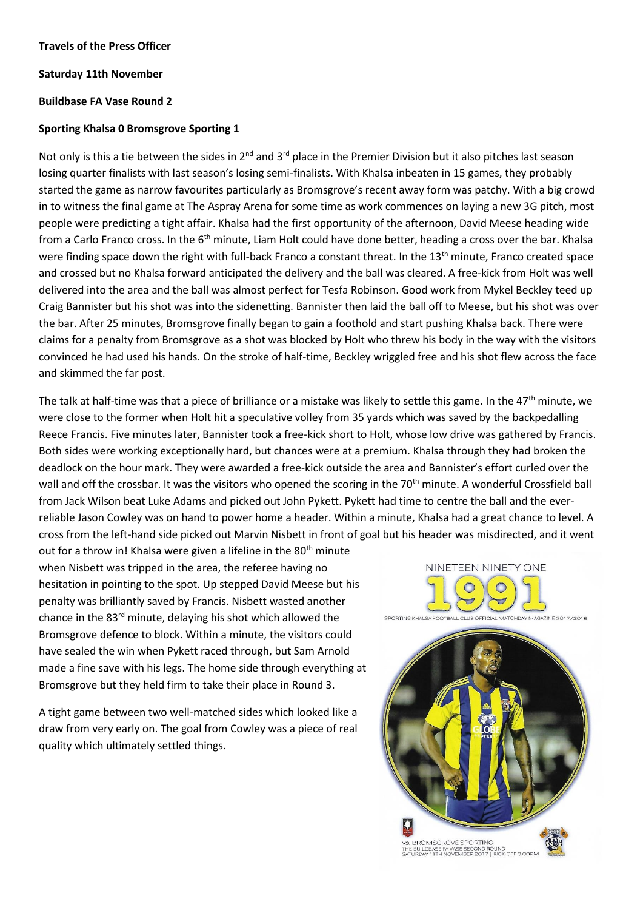**Travels of the Press Officer**

**Saturday 11th November**

**Buildbase FA Vase Round 2**

**Sporting Khalsa 0 Bromsgrove Sporting 1**

Not only is this a tie between the sides in 2nd and 3rd place in the Premier Division but it also pitches last season losing quarter finalists with last season's losing semi-finalists. With Khalsa inbeaten in 15 games, they probably started the game as narrow favourites particularly as Bromsgrove's recent away form was patchy. With a big crowd in to witness the final game at The Aspray Arena for some time as work commences on laying a new 3G pitch, most people were predicting a tight affair. Khalsa had the first opportunity of the afternoon, David Meese heading wide from a Carlo Franco cross. In the 6th minute, Liam Holt could have done better, heading a cross over the bar. Khalsa were finding space down the right with full-back Franco a constant threat. In the 13th minute, Franco created space and crossed but no Khalsa forward anticipated the delivery and the ball was cleared. A free-kick from Holt was well delivered into the area and the ball was almost perfect for Tesfa Robinson. Good work from Mykel Beckley teed up Craig Bannister but his shot was into the sidenetting. Bannister then laid the ball off to Meese, but his shot was over the bar. After 25 minutes, Bromsgrove finally began to gain a foothold and start pushing Khalsa back. There were claims for a penalty from Bromsgrove as a shot was blocked by Holt who threw his body in the way with the visitors convinced he had used his hands. On the stroke of half-time, Beckley wriggled free and his shot flew across the face and skimmed the far post.

The talk at half-time was that a piece of brilliance or a mistake was likely to settle this game. In the 47th minute, we were close to the former when Holt hit a speculative volley from 35 yards which was saved by the backpedalling Reece Francis. Five minutes later, Bannister took a free-kick short to Holt, whose low drive was gathered by Francis. Both sides were working exceptionally hard, but chances were at a premium. Khalsa through they had broken the deadlock on the hour mark. They were awarded a free-kick outside the area and Bannister's effort curled over the wall and off the crossbar. It was the visitors who opened the scoring in the 70th minute. A wonderful Crossfield ball from Jack Wilson beat Luke Adams and picked out John Pykett. Pykett had time to centre the ball and the ever-reliable Jason Cowley was on hand to power home a header. Within a minute, Khalsa had a great chance to level. A cross from the left-hand side picked out Marvin Nisbett in front of goal but his header was misdirected, and it went out for a throw in! Khalsa were given a lifeline in the 80th minute when Nisbett was tripped in the area, the referee having no hesitation in pointing to the spot. Up stepped David Meese but his penalty was brilliantly saved by Francis. Nisbett wasted another chance in the 83rd minute, delaying his shot which allowed the Bromsgrove defence to block. Within a minute, the visitors could have sealed the win when Pykett raced through, but Sam Arnold made a fine save with his legs. The home side through everything at Bromsgrove but they held firm to take their place in Round 3.

A tight game between two well-matched sides which looked like a draw from very early on. The goal from Cowley was a piece of real quality which ultimately settled things.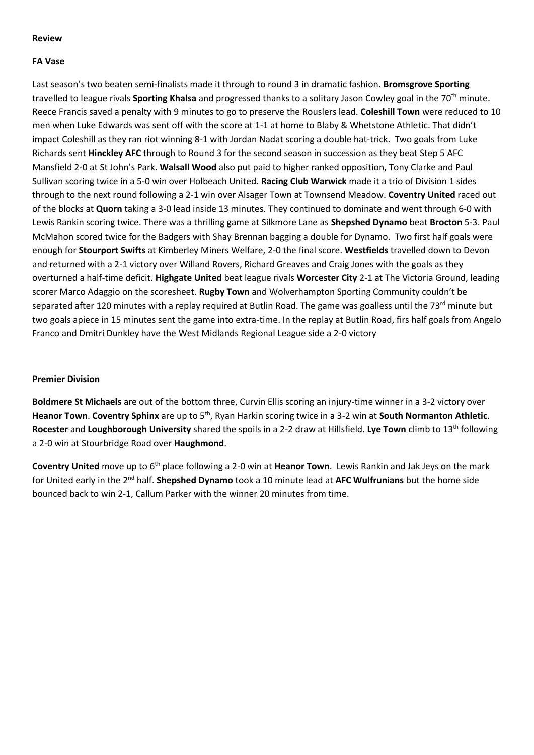**Review**

**FA Vase**

Last season's two beaten semi-finalists made it through to round 3 in dramatic fashion. **Bromsgrove Sporting** travelled to league rivals **Sporting Khalsa** and progressed thanks to a solitary Jason Cowley goal in the 70th minute. Reece Francis saved a penalty with 9 minutes to go to preserve the Rouslers lead. **Coleshill Town** were reduced to 10 men when Luke Edwards was sent off with the score at 1-1 at home to Blaby & Whetstone Athletic. That didn't impact Coleshill as they ran riot winning 8-1 with Jordan Nadat scoring a double hat-trick. Two goals from Luke Richards sent **Hinckley AFC** through to Round 3 for the second season in succession as they beat Step 5 AFC Mansfield 2-0 at St John's Park. **Walsall Wood** also put paid to higher ranked opposition, Tony Clarke and Paul Sullivan scoring twice in a 5-0 win over Holbeach United. **Racing Club Warwick** made it a trio of Division 1 sides through to the next round following a 2-1 win over Alsager Town at Townsend Meadow. **Coventry United** raced out of the blocks at **Quorn** taking a 3-0 lead inside 13 minutes. They continued to dominate and went through 6-0 with Lewis Rankin scoring twice. There was a thrilling game at Silkmore Lane as **Shepshed Dynamo** beat **Brocton** 5-3. Paul McMahon scored twice for the Badgers with Shay Brennan bagging a double for Dynamo. Two first half goals were enough for **Stourport Swifts** at Kimberley Miners Welfare, 2-0 the final score. **Westfields** travelled down to Devon and returned with a 2-1 victory over Willand Rovers, Richard Greaves and Craig Jones with the goals as they overturned a half-time deficit. **Highgate United** beat league rivals **Worcester City** 2-1 at The Victoria Ground, leading scorer Marco Adaggio on the scoresheet. **Rugby Town** and Wolverhampton Sporting Community couldn't be separated after 120 minutes with a replay required at Butlin Road. The game was goalless until the 73rd minute but two goals apiece in 15 minutes sent the game into extra-time. In the replay at Butlin Road, firs half goals from Angelo Franco and Dmitri Dunkley have the West Midlands Regional League side a 2-0 victory

**Premier Division**

**Boldmere St Michaels** are out of the bottom three, Curvin Ellis scoring an injury-time winner in a 3-2 victory over **Heanor Town**. **Coventry Sphinx** are up to 5th, Ryan Harkin scoring twice in a 3-2 win at **South Normanton Athletic**. **Rocester** and **Loughborough University** shared the spoils in a 2-2 draw at Hillsfield. **Lye Town** climb to 13th following a 2-0 win at Stourbridge Road over **Haughmond**.

**Coventry United** move up to 6th place following a 2-0 win at **Heanor Town**. Lewis Rankin and Jak Jeys on the mark for United early in the 2nd half. **Shepshed Dynamo** took a 10 minute lead at **AFC Wulfrunians** but the home side bounced back to win 2-1, Callum Parker with the winner 20 minutes from time.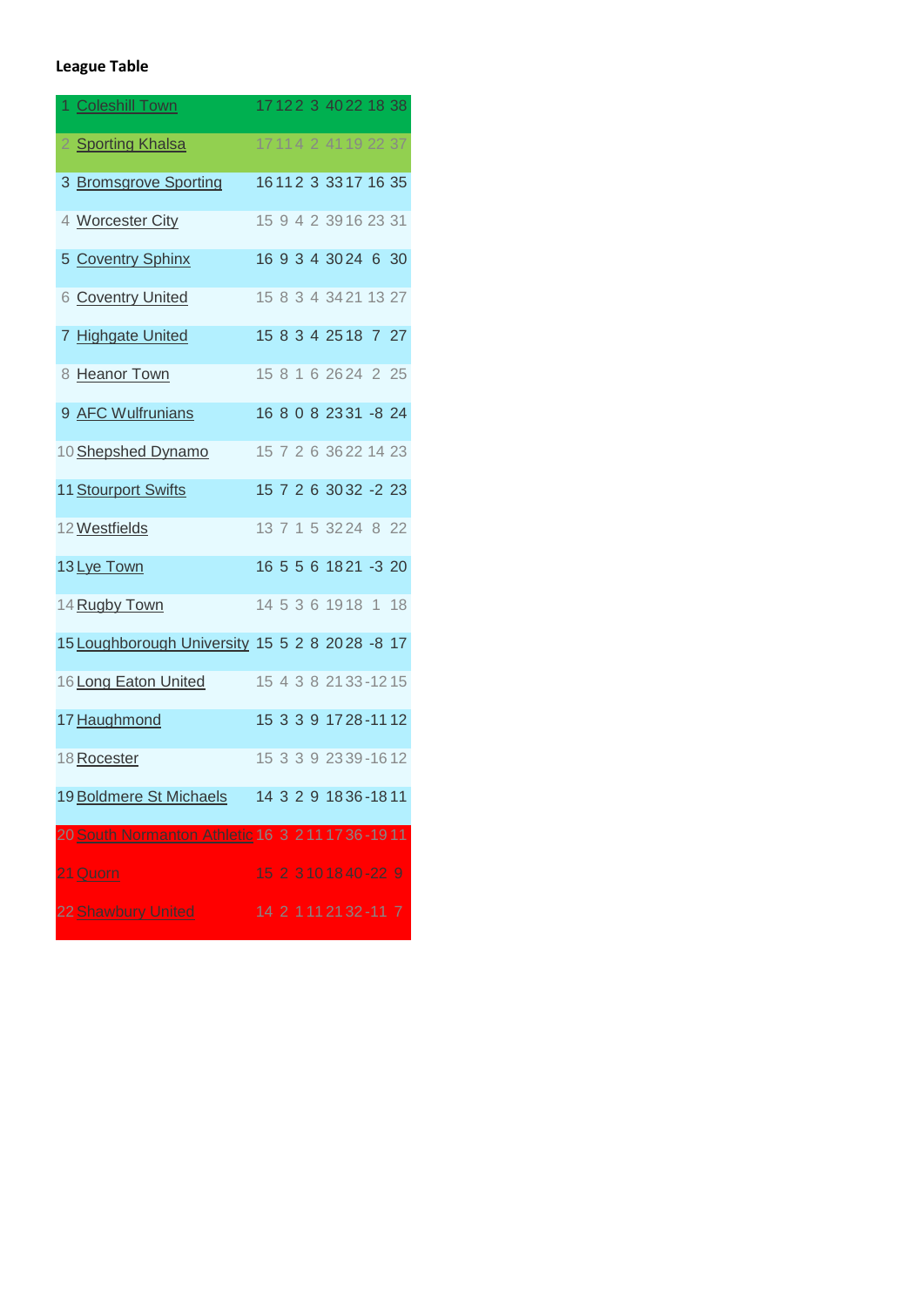**League Table**

| | | | | | | | | | |
|---|---|---|---|---|---|---|---|---|---|
| 1 | Coleshill Town | 17 | 12 | 2 | 3 | 40 | 22 | 18 | 38 |
| 2 | Sporting Khalsa | 17 | 11 | 4 | 2 | 41 | 19 | 22 | 37 |
| 3 | Bromsgrove Sporting | 16 | 11 | 2 | 3 | 33 | 17 | 16 | 35 |
| 4 | Worcester City | 15 | 9 | 4 | 2 | 39 | 16 | 23 | 31 |
| 5 | Coventry Sphinx | 16 | 9 | 3 | 4 | 30 | 24 | 6 | 30 |
| 6 | Coventry United | 15 | 8 | 3 | 4 | 34 | 21 | 13 | 27 |
| 7 | Highgate United | 15 | 8 | 3 | 4 | 25 | 18 | 7 | 27 |
| 8 | Heanor Town | 15 | 8 | 1 | 6 | 26 | 24 | 2 | 25 |
| 9 | AFC Wulfrunians | 16 | 8 | 0 | 8 | 23 | 31 | -8 | 24 |
| 10 | Shepshed Dynamo | 15 | 7 | 2 | 6 | 36 | 22 | 14 | 23 |
| 11 | Stourport Swifts | 15 | 7 | 2 | 6 | 30 | 32 | -2 | 23 |
| 12 | Westfields | 13 | 7 | 1 | 5 | 32 | 24 | 8 | 22 |
| 13 | Lye Town | 16 | 5 | 5 | 6 | 18 | 21 | -3 | 20 |
| 14 | Rugby Town | 14 | 5 | 3 | 6 | 19 | 18 | 1 | 18 |
| 15 | Loughborough University | 15 | 5 | 2 | 8 | 20 | 28 | -8 | 17 |
| 16 | Long Eaton United | 15 | 4 | 3 | 8 | 21 | 33 | -12 | 15 |
| 17 | Haughmond | 15 | 3 | 3 | 9 | 17 | 28 | -11 | 12 |
| 18 | Rocester | 15 | 3 | 3 | 9 | 23 | 39 | -16 | 12 |
| 19 | Boldmere St Michaels | 14 | 3 | 2 | 9 | 18 | 36 | -18 | 11 |
| 20 | South Normanton Athletic | 16 | 3 | 2 | 11 | 17 | 36 | -19 | 11 |
| 21 | Quorn | 15 | 2 | 3 | 10 | 18 | 40 | -22 | 9 |
| 22 | Shawbury United | 14 | 2 | 1 | 11 | 21 | 32 | -11 | 7 |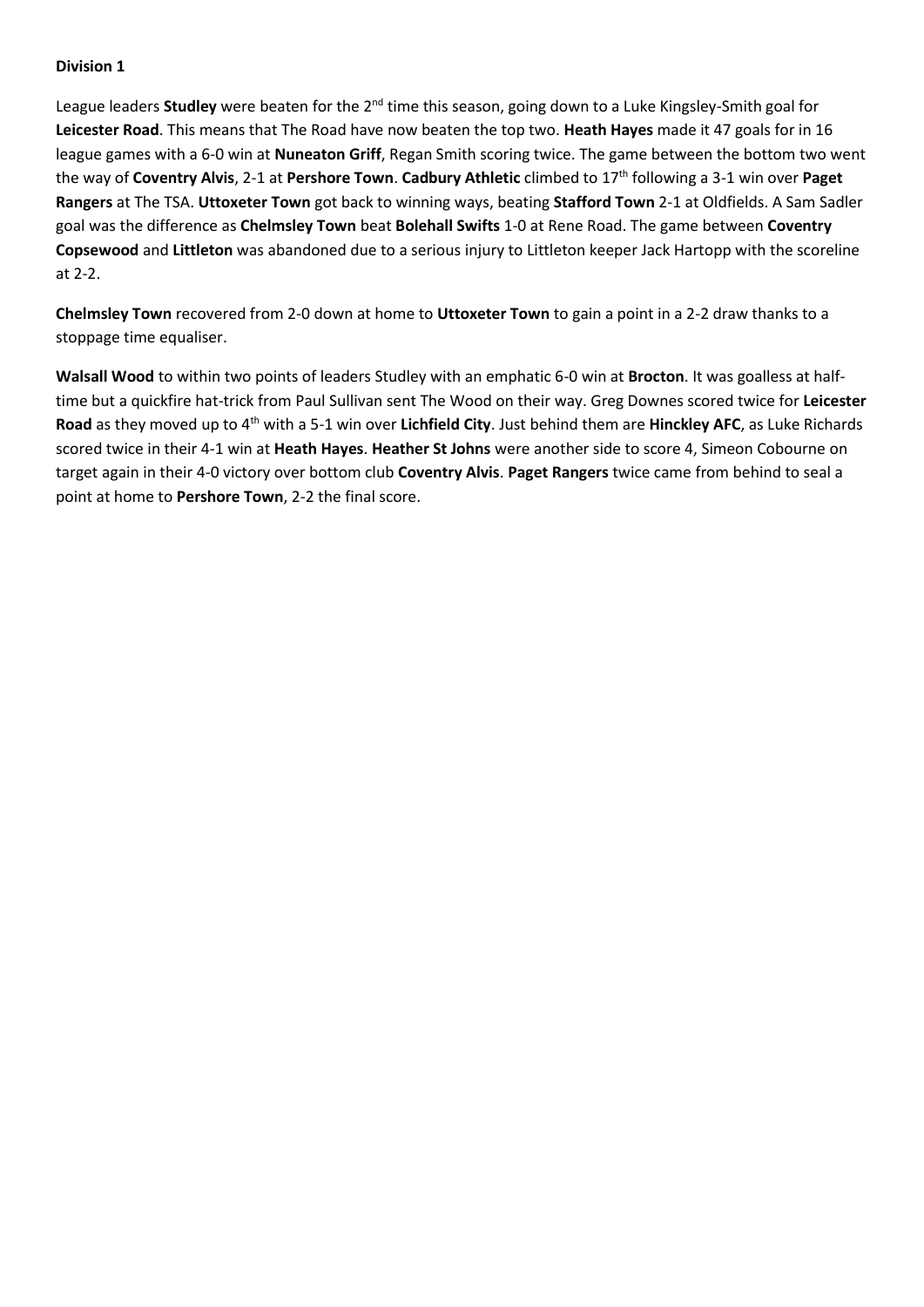**Division 1**

League leaders **Studley** were beaten for the 2nd time this season, going down to a Luke Kingsley-Smith goal for **Leicester Road**. This means that The Road have now beaten the top two. **Heath Hayes** made it 47 goals for in 16 league games with a 6-0 win at **Nuneaton Griff**, Regan Smith scoring twice. The game between the bottom two went the way of **Coventry Alvis**, 2-1 at **Pershore Town**. **Cadbury Athletic** climbed to 17th following a 3-1 win over **Paget Rangers** at The TSA. **Uttoxeter Town** got back to winning ways, beating **Stafford Town** 2-1 at Oldfields. A Sam Sadler goal was the difference as **Chelmsley Town** beat **Bolehall Swifts** 1-0 at Rene Road. The game between **Coventry Copsewood** and **Littleton** was abandoned due to a serious injury to Littleton keeper Jack Hartopp with the scoreline at 2-2.

**Chelmsley Town** recovered from 2-0 down at home to **Uttoxeter Town** to gain a point in a 2-2 draw thanks to a stoppage time equaliser.

**Walsall Wood** to within two points of leaders Studley with an emphatic 6-0 win at **Brocton**. It was goalless at half-time but a quickfire hat-trick from Paul Sullivan sent The Wood on their way. Greg Downes scored twice for **Leicester Road** as they moved up to 4th with a 5-1 win over **Lichfield City**. Just behind them are **Hinckley AFC**, as Luke Richards scored twice in their 4-1 win at **Heath Hayes**. **Heather St Johns** were another side to score 4, Simeon Cobourne on target again in their 4-0 victory over bottom club **Coventry Alvis**. **Paget Rangers** twice came from behind to seal a point at home to **Pershore Town**, 2-2 the final score.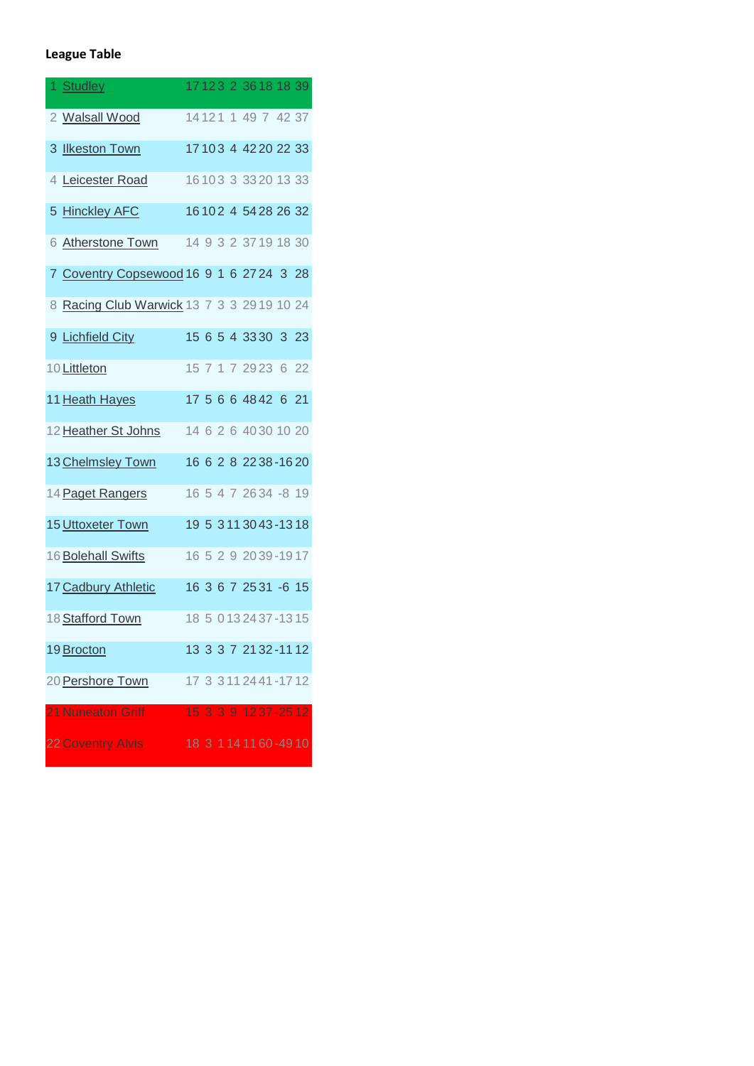**League Table**

| | | | | | | | | | |
|---|---|---|---|---|---|---|---|---|---|
| 1 | Studley | 17 | 12 | 3 | 2 | 36 | 18 | 18 | 39 |
| 2 | Walsall Wood | 14 | 12 | 1 | 1 | 49 | 7 | 42 | 37 |
| 3 | Ilkeston Town | 17 | 10 | 3 | 4 | 42 | 20 | 22 | 33 |
| 4 | Leicester Road | 16 | 10 | 3 | 3 | 33 | 20 | 13 | 33 |
| 5 | Hinckley AFC | 16 | 10 | 2 | 4 | 54 | 28 | 26 | 32 |
| 6 | Atherstone Town | 14 | 9 | 3 | 2 | 37 | 19 | 18 | 30 |
| 7 | Coventry Copsewood | 16 | 9 | 1 | 6 | 27 | 24 | 3 | 28 |
| 8 | Racing Club Warwick | 13 | 7 | 3 | 3 | 29 | 19 | 10 | 24 |
| 9 | Lichfield City | 15 | 6 | 5 | 4 | 33 | 30 | 3 | 23 |
| 10 | Littleton | 15 | 7 | 1 | 7 | 29 | 23 | 6 | 22 |
| 11 | Heath Hayes | 17 | 5 | 6 | 6 | 48 | 42 | 6 | 21 |
| 12 | Heather St Johns | 14 | 6 | 2 | 6 | 40 | 30 | 10 | 20 |
| 13 | Chelmsley Town | 16 | 6 | 2 | 8 | 22 | 38 | -16 | 20 |
| 14 | Paget Rangers | 16 | 5 | 4 | 7 | 26 | 34 | -8 | 19 |
| 15 | Uttoxeter Town | 19 | 5 | 3 | 11 | 30 | 43 | -13 | 18 |
| 16 | Bolehall Swifts | 16 | 5 | 2 | 9 | 20 | 39 | -19 | 17 |
| 17 | Cadbury Athletic | 16 | 3 | 6 | 7 | 25 | 31 | -6 | 15 |
| 18 | Stafford Town | 18 | 5 | 0 | 13 | 24 | 37 | -13 | 15 |
| 19 | Brocton | 13 | 3 | 3 | 7 | 21 | 32 | -11 | 12 |
| 20 | Pershore Town | 17 | 3 | 3 | 11 | 24 | 41 | -17 | 12 |
| 21 | Nuneaton Griff | 15 | 3 | 3 | 9 | 12 | 37 | -25 | 12 |
| 22 | Coventry Alvis | 18 | 3 | 1 | 14 | 11 | 60 | -49 | 10 |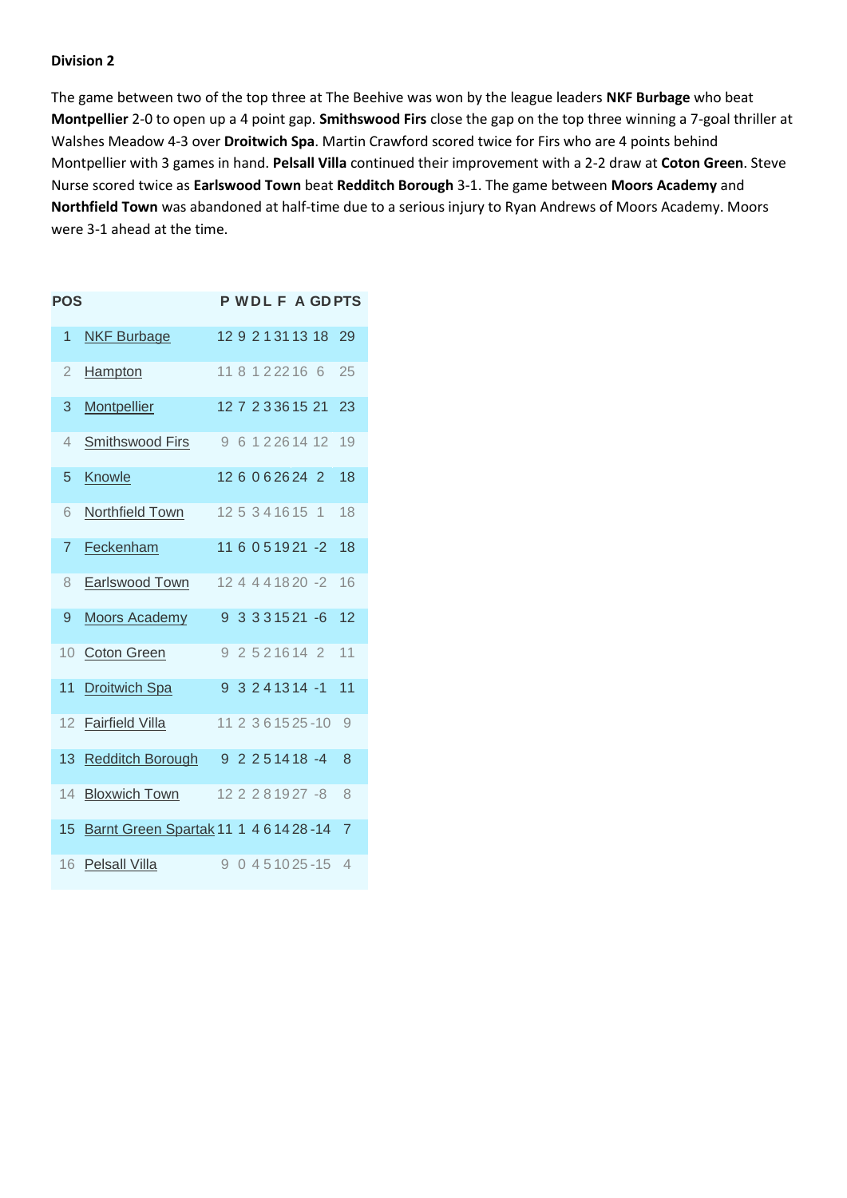**Division 2**

The game between two of the top three at The Beehive was won by the league leaders **NKF Burbage** who beat **Montpellier** 2-0 to open up a 4 point gap. **Smithswood Firs** close the gap on the top three winning a 7-goal thriller at Walshes Meadow 4-3 over **Droitwich Spa**. Martin Crawford scored twice for Firs who are 4 points behind Montpellier with 3 games in hand. **Pelsall Villa** continued their improvement with a 2-2 draw at **Coton Green**. Steve Nurse scored twice as **Earlswood Town** beat **Redditch Borough** 3-1. The game between **Moors Academy** and **Northfield Town** was abandoned at half-time due to a serious injury to Ryan Andrews of Moors Academy. Moors were 3-1 ahead at the time.

| POS | | P | W | D | L | F | A | GD | PTS |
|---|---|---|---|---|---|---|---|---|---|
| 1 | NKF Burbage | 12 | 9 | 2 | 1 | 31 | 13 | 18 | 29 |
| 2 | Hampton | 11 | 8 | 1 | 2 | 22 | 16 | 6 | 25 |
| 3 | Montpellier | 12 | 7 | 2 | 3 | 36 | 15 | 21 | 23 |
| 4 | Smithswood Firs | 9 | 6 | 1 | 2 | 26 | 14 | 12 | 19 |
| 5 | Knowle | 12 | 6 | 0 | 6 | 26 | 24 | 2 | 18 |
| 6 | Northfield Town | 12 | 5 | 3 | 4 | 16 | 15 | 1 | 18 |
| 7 | Feckenham | 11 | 6 | 0 | 5 | 19 | 21 | -2 | 18 |
| 8 | Earlswood Town | 12 | 4 | 4 | 4 | 18 | 20 | -2 | 16 |
| 9 | Moors Academy | 9 | 3 | 3 | 3 | 15 | 21 | -6 | 12 |
| 10 | Coton Green | 9 | 2 | 5 | 2 | 16 | 14 | 2 | 11 |
| 11 | Droitwich Spa | 9 | 3 | 2 | 4 | 13 | 14 | -1 | 11 |
| 12 | Fairfield Villa | 11 | 2 | 3 | 6 | 15 | 25 | -10 | 9 |
| 13 | Redditch Borough | 9 | 2 | 2 | 5 | 14 | 18 | -4 | 8 |
| 14 | Bloxwich Town | 12 | 2 | 2 | 8 | 19 | 27 | -8 | 8 |
| 15 | Barnt Green Spartak | 11 | 1 | 4 | 6 | 14 | 28 | -14 | 7 |
| 16 | Pelsall Villa | 9 | 0 | 4 | 5 | 10 | 25 | -15 | 4 |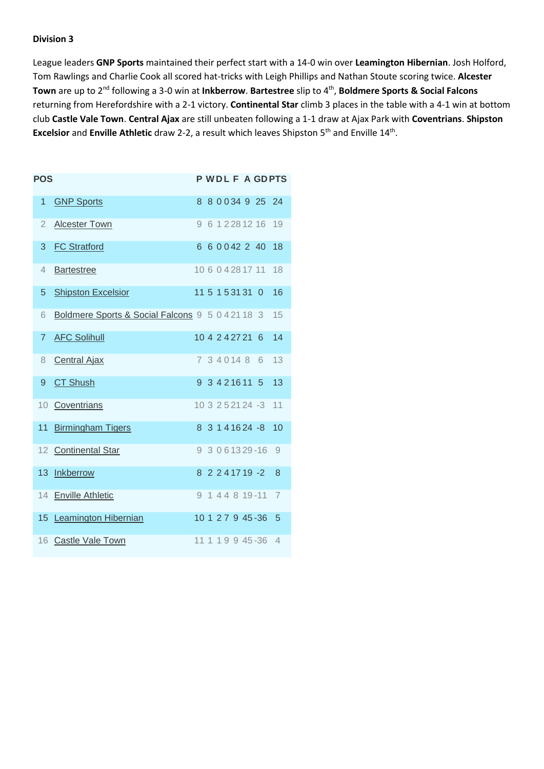**Division 3**

League leaders **GNP Sports** maintained their perfect start with a 14-0 win over **Leamington Hibernian**. Josh Holford, Tom Rawlings and Charlie Cook all scored hat-tricks with Leigh Phillips and Nathan Stoute scoring twice. **Alcester Town** are up to 2nd following a 3-0 win at **Inkberrow**. **Bartestree** slip to 4th, **Boldmere Sports & Social Falcons** returning from Herefordshire with a 2-1 victory. **Continental Star** climb 3 places in the table with a 4-1 win at bottom club **Castle Vale Town**. **Central Ajax** are still unbeaten following a 1-1 draw at Ajax Park with **Coventrians**. **Shipston Excelsior** and **Enville Athletic** draw 2-2, a result which leaves Shipston 5th and Enville 14th.

| POS | | P | W | D | L | F | A | GD | PTS |
|---|---|---|---|---|---|---|---|---|---|
| 1 | GNP Sports | 8 | 8 | 0 | 0 | 34 | 9 | 25 | 24 |
| 2 | Alcester Town | 9 | 6 | 1 | 2 | 28 | 12 | 16 | 19 |
| 3 | FC Stratford | 6 | 6 | 0 | 0 | 42 | 2 | 40 | 18 |
| 4 | Bartestree | 10 | 6 | 0 | 4 | 28 | 17 | 11 | 18 |
| 5 | Shipston Excelsior | 11 | 5 | 1 | 5 | 31 | 31 | 0 | 16 |
| 6 | Boldmere Sports & Social Falcons | 9 | 5 | 0 | 4 | 21 | 18 | 3 | 15 |
| 7 | AFC Solihull | 10 | 4 | 2 | 4 | 27 | 21 | 6 | 14 |
| 8 | Central Ajax | 7 | 3 | 4 | 0 | 14 | 8 | 6 | 13 |
| 9 | CT Shush | 9 | 3 | 4 | 2 | 16 | 11 | 5 | 13 |
| 10 | Coventrians | 10 | 3 | 2 | 5 | 21 | 24 | -3 | 11 |
| 11 | Birmingham Tigers | 8 | 3 | 1 | 4 | 16 | 24 | -8 | 10 |
| 12 | Continental Star | 9 | 3 | 0 | 6 | 13 | 29 | -16 | 9 |
| 13 | Inkberrow | 8 | 2 | 2 | 4 | 17 | 19 | -2 | 8 |
| 14 | Enville Athletic | 9 | 1 | 4 | 4 | 8 | 19 | -11 | 7 |
| 15 | Leamington Hibernian | 10 | 1 | 2 | 7 | 9 | 45 | -36 | 5 |
| 16 | Castle Vale Town | 11 | 1 | 1 | 9 | 9 | 45 | -36 | 4 |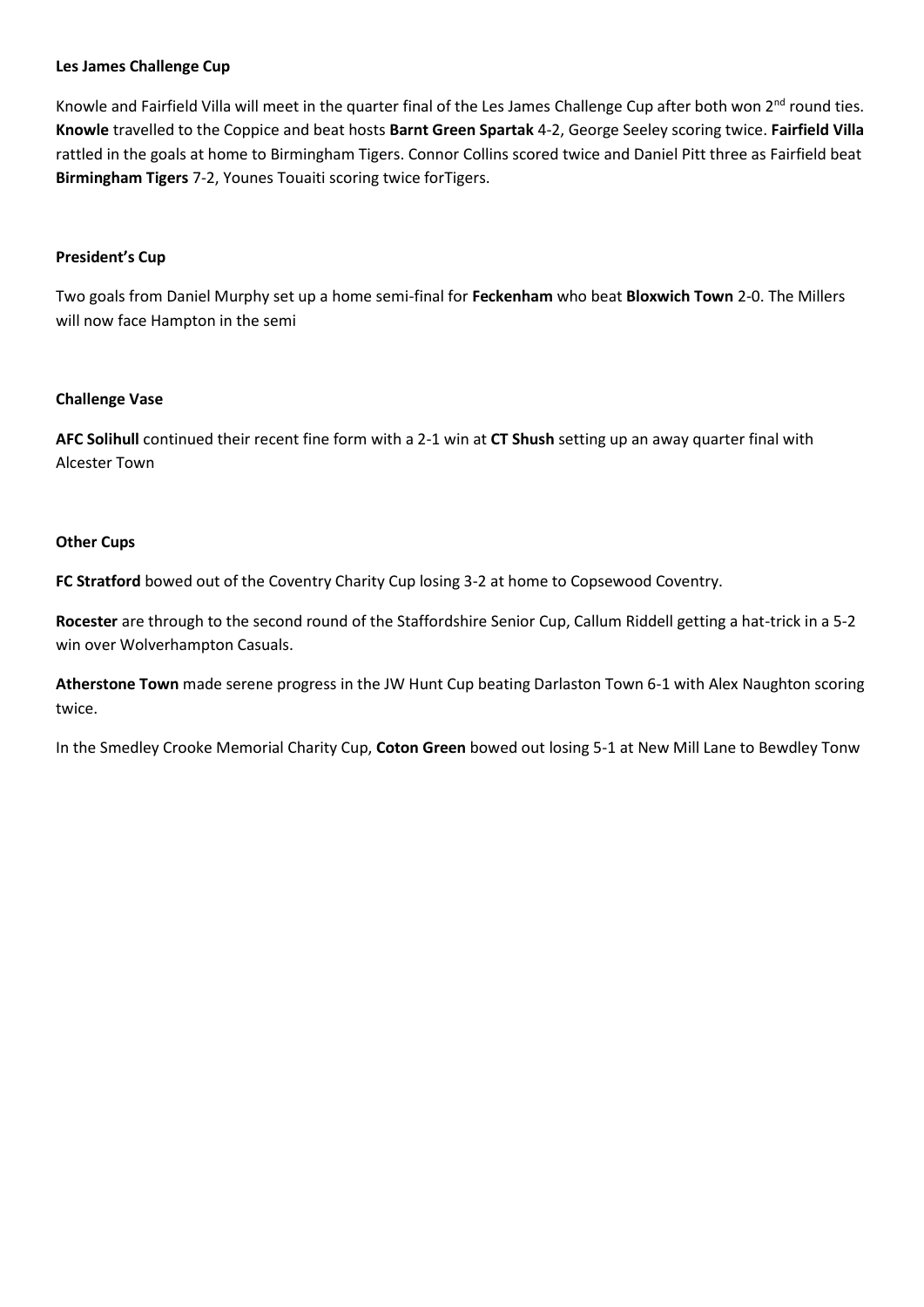**Les James Challenge Cup**

Knowle and Fairfield Villa will meet in the quarter final of the Les James Challenge Cup after both won 2nd round ties. **Knowle** travelled to the Coppice and beat hosts **Barnt Green Spartak** 4-2, George Seeley scoring twice. **Fairfield Villa** rattled in the goals at home to Birmingham Tigers. Connor Collins scored twice and Daniel Pitt three as Fairfield beat **Birmingham Tigers** 7-2, Younes Touaiti scoring twice forTigers.

**President's Cup**

Two goals from Daniel Murphy set up a home semi-final for **Feckenham** who beat **Bloxwich Town** 2-0. The Millers will now face Hampton in the semi

**Challenge Vase**

**AFC Solihull** continued their recent fine form with a 2-1 win at **CT Shush** setting up an away quarter final with Alcester Town

**Other Cups**

**FC Stratford** bowed out of the Coventry Charity Cup losing 3-2 at home to Copsewood Coventry.

**Rocester** are through to the second round of the Staffordshire Senior Cup, Callum Riddell getting a hat-trick in a 5-2 win over Wolverhampton Casuals.

**Atherstone Town** made serene progress in the JW Hunt Cup beating Darlaston Town 6-1 with Alex Naughton scoring twice.

In the Smedley Crooke Memorial Charity Cup, **Coton Green** bowed out losing 5-1 at New Mill Lane to Bewdley Tonw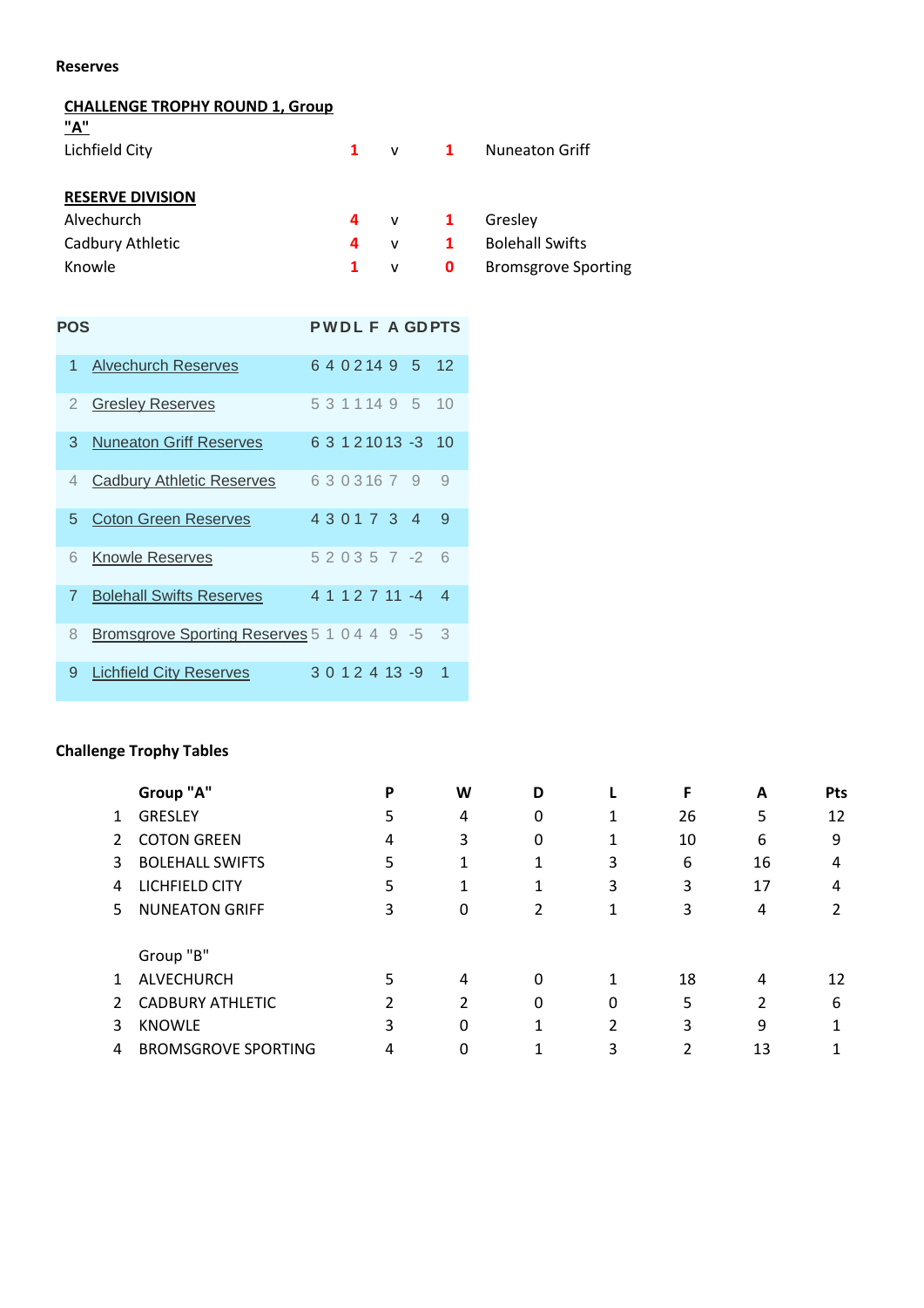**Reserves**

**CHALLENGE TROPHY ROUND 1, Group "A"**

| | | | | |
|---|---|---|---|---|
| Lichfield City | 1 | v | 1 | Nuneaton Griff |

**RESERVE DIVISION**

| | | | | |
|---|---|---|---|---|
| Alvechurch | 4 | v | 1 | Gresley |
| Cadbury Athletic | 4 | v | 1 | Bolehall Swifts |
| Knowle | 1 | v | 0 | Bromsgrove Sporting |

| POS | | P | W | D | L | F | A | GD | PTS |
|---|---|---|---|---|---|---|---|---|---|
| 1 | Alvechurch Reserves | 6 | 4 | 0 | 2 | 14 | 9 | 5 | 12 |
| 2 | Gresley Reserves | 5 | 3 | 1 | 1 | 14 | 9 | 5 | 10 |
| 3 | Nuneaton Griff Reserves | 6 | 3 | 1 | 2 | 10 | 13 | -3 | 10 |
| 4 | Cadbury Athletic Reserves | 6 | 3 | 0 | 3 | 16 | 7 | 9 | 9 |
| 5 | Coton Green Reserves | 4 | 3 | 0 | 1 | 7 | 3 | 4 | 9 |
| 6 | Knowle Reserves | 5 | 2 | 0 | 3 | 5 | 7 | -2 | 6 |
| 7 | Bolehall Swifts Reserves | 4 | 1 | 1 | 2 | 7 | 11 | -4 | 4 |
| 8 | Bromsgrove Sporting Reserves | 5 | 1 | 0 | 4 | 4 | 9 | -5 | 3 |
| 9 | Lichfield City Reserves | 3 | 0 | 1 | 2 | 4 | 13 | -9 | 1 |

**Challenge Trophy Tables**

| | **Group "A"** | **P** | **W** | **D** | **L** | **F** | **A** | **Pts** |
|---|---|---|---|---|---|---|---|---|
| 1 | GRESLEY | 5 | 4 | 0 | 1 | 26 | 5 | 12 |
| 2 | COTON GREEN | 4 | 3 | 0 | 1 | 10 | 6 | 9 |
| 3 | BOLEHALL SWIFTS | 5 | 1 | 1 | 3 | 6 | 16 | 4 |
| 4 | LICHFIELD CITY | 5 | 1 | 1 | 3 | 3 | 17 | 4 |
| 5 | NUNEATON GRIFF | 3 | 0 | 2 | 1 | 3 | 4 | 2 |

| | Group "B" | P | W | D | L | F | A | Pts |
|---|---|---|---|---|---|---|---|---|
| 1 | ALVECHURCH | 5 | 4 | 0 | 1 | 18 | 4 | 12 |
| 2 | CADBURY ATHLETIC | 2 | 2 | 0 | 0 | 5 | 2 | 6 |
| 3 | KNOWLE | 3 | 0 | 1 | 2 | 3 | 9 | 1 |
| 4 | BROMSGROVE SPORTING | 4 | 0 | 1 | 3 | 2 | 13 | 1 |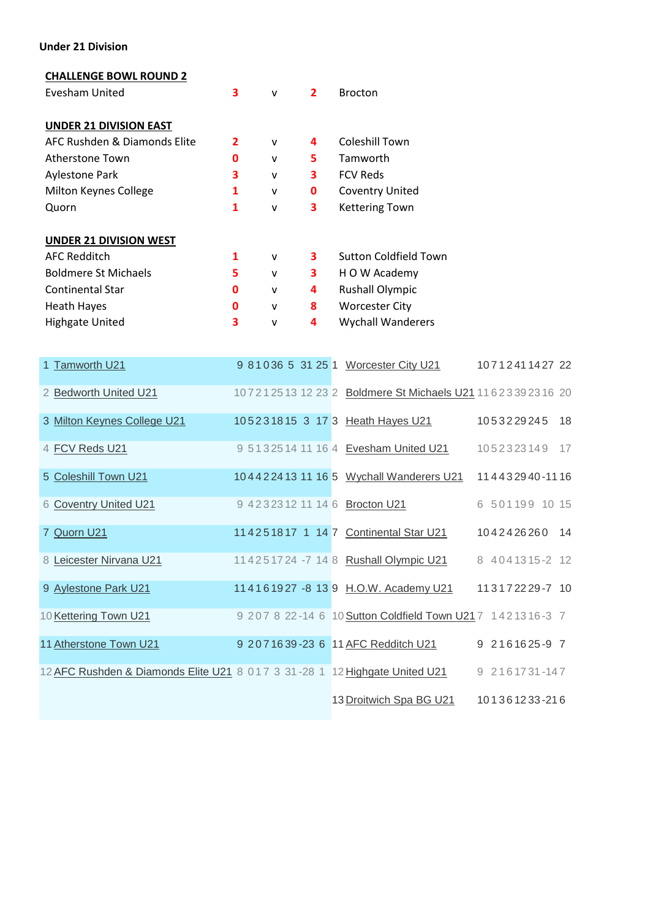**Under 21 Division**

**CHALLENGE BOWL ROUND 2**

| | | | | |
|---|---|---|---|---|
| Evesham United | 3 | v | 2 | Brocton |

**UNDER 21 DIVISION EAST**

| | | | | |
|---|---|---|---|---|
| AFC Rushden & Diamonds Elite | 2 | v | 4 | Coleshill Town |
| Atherstone Town | 0 | v | 5 | Tamworth |
| Aylestone Park | 3 | v | 3 | FCV Reds |
| Milton Keynes College | 1 | v | 0 | Coventry United |
| Quorn | 1 | v | 3 | Kettering Town |

**UNDER 21 DIVISION WEST**

| | | | | |
|---|---|---|---|---|
| AFC Redditch | 1 | v | 3 | Sutton Coldfield Town |
| Boldmere St Michaels | 5 | v | 3 | H O W Academy |
| Continental Star | 0 | v | 4 | Rushall Olympic |
| Heath Hayes | 0 | v | 8 | Worcester City |
| Highgate United | 3 | v | 4 | Wychall Wanderers |

| Pos | Team | P | W | D | L | F | A | GD | Pts |
|---|---|---|---|---|---|---|---|---|---|
| 1 | Tamworth U21 | 9 | 8 | 1 | 0 | 36 | 5 | 31 | 25 |
| 2 | Bedworth United U21 | 10 | 7 | 2 | 1 | 25 | 13 | 12 | 23 |
| 3 | Milton Keynes College U21 | 10 | 5 | 2 | 3 | 18 | 15 | 3 | 17 |
| 4 | FCV Reds U21 | 9 | 5 | 1 | 3 | 25 | 14 | 11 | 16 |
| 5 | Coleshill Town U21 | 10 | 4 | 4 | 2 | 24 | 13 | 11 | 16 |
| 6 | Coventry United U21 | 9 | 4 | 2 | 3 | 23 | 12 | 11 | 14 |
| 7 | Quorn U21 | 11 | 4 | 2 | 5 | 18 | 17 | 1 | 14 |
| 8 | Leicester Nirvana U21 | 11 | 4 | 2 | 5 | 17 | 24 | -7 | 14 |
| 9 | Aylestone Park U21 | 11 | 4 | 1 | 6 | 19 | 27 | -8 | 13 |
| 10 | Kettering Town U21 | 9 | 2 | 0 | 7 | 8 | 22 | -14 | 6 |
| 11 | Atherstone Town U21 | 9 | 2 | 0 | 7 | 16 | 39 | -23 | 6 |
| 12 | AFC Rushden & Diamonds Elite U21 | 8 | 0 | 1 | 7 | 3 | 31 | -28 | 1 |

| Pos | Team | P | W | D | L | F | A | GD | Pts |
|---|---|---|---|---|---|---|---|---|---|
| 1 | Worcester City U21 | 10 | 7 | 1 | 2 | 41 | 14 | 27 | 22 |
| 2 | Boldmere St Michaels U21 | 11 | 6 | 2 | 3 | 39 | 23 | 16 | 20 |
| 3 | Heath Hayes U21 | 10 | 5 | 3 | 2 | 29 | 24 | 5 | 18 |
| 4 | Evesham United U21 | 10 | 5 | 2 | 3 | 23 | 14 | 9 | 17 |
| 5 | Wychall Wanderers U21 | 11 | 4 | 4 | 3 | 29 | 40 | -11 | 16 |
| 6 | Brocton U21 | 6 | 5 | 0 | 1 | 19 | 9 | 10 | 15 |
| 7 | Continental Star U21 | 10 | 4 | 2 | 4 | 26 | 26 | 0 | 14 |
| 8 | Rushall Olympic U21 | 8 | 4 | 0 | 4 | 13 | 15 | -2 | 12 |
| 9 | H.O.W. Academy U21 | 11 | 3 | 1 | 7 | 22 | 29 | -7 | 10 |
| 10 | Sutton Coldfield Town U21 | 7 | 1 | 4 | 2 | 13 | 16 | -3 | 7 |
| 11 | AFC Redditch U21 | 9 | 2 | 1 | 6 | 16 | 25 | -9 | 7 |
| 12 | Highgate United U21 | 9 | 2 | 1 | 6 | 17 | 31 | -14 | 7 |
| 13 | Droitwich Spa BG U21 | 10 | 1 | 3 | 6 | 12 | 33 | -21 | 6 |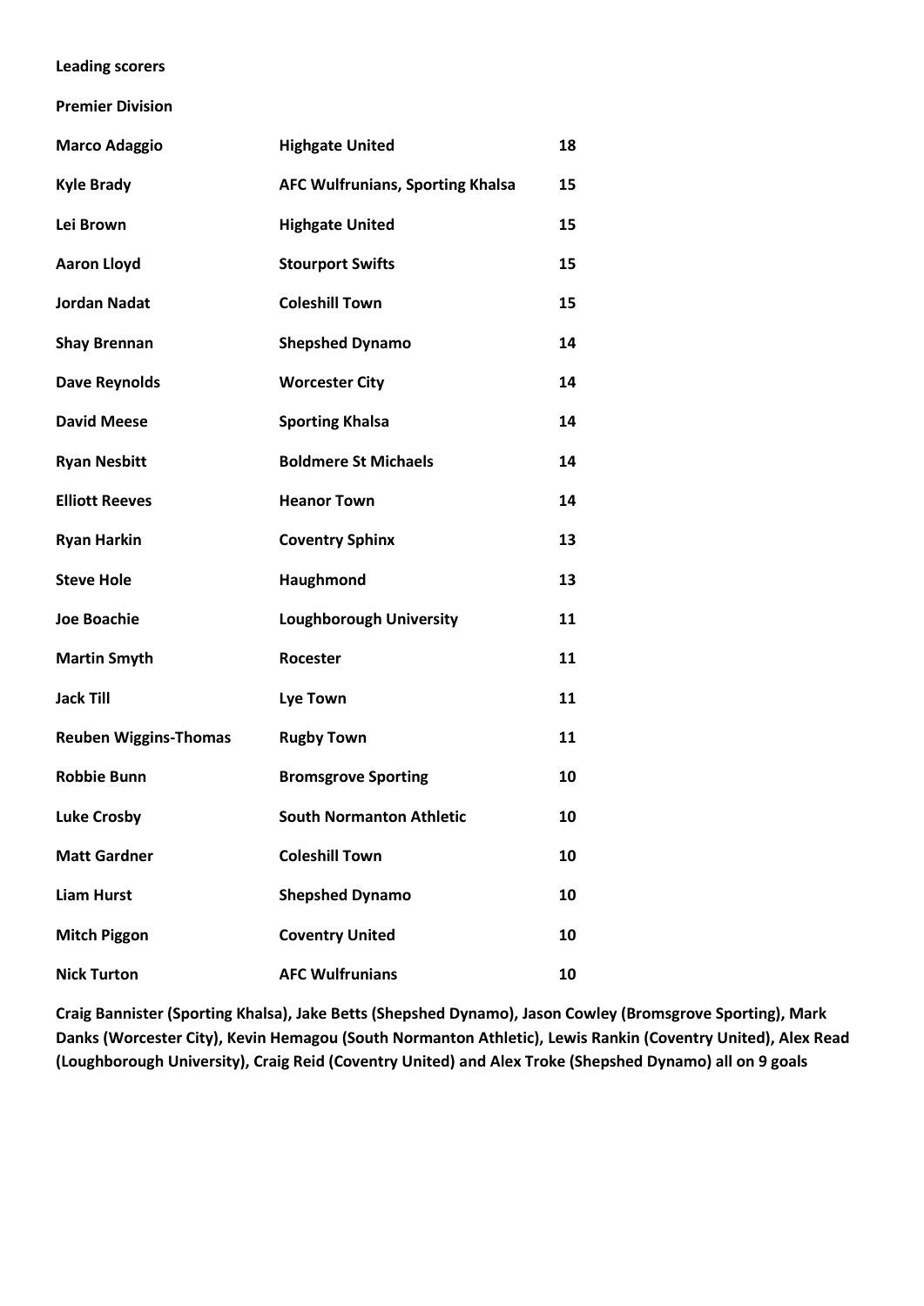**Leading scorers**

**Premier Division**

| | | |
|---|---|---|
| **Marco Adaggio** | **Highgate United** | **18** |
| **Kyle Brady** | **AFC Wulfrunians, Sporting Khalsa** | **15** |
| **Lei Brown** | **Highgate United** | **15** |
| **Aaron Lloyd** | **Stourport Swifts** | **15** |
| **Jordan Nadat** | **Coleshill Town** | **15** |
| **Shay Brennan** | **Shepshed Dynamo** | **14** |
| **Dave Reynolds** | **Worcester City** | **14** |
| **David Meese** | **Sporting Khalsa** | **14** |
| **Ryan Nesbitt** | **Boldmere St Michaels** | **14** |
| **Elliott Reeves** | **Heanor Town** | **14** |
| **Ryan Harkin** | **Coventry Sphinx** | **13** |
| **Steve Hole** | **Haughmond** | **13** |
| **Joe Boachie** | **Loughborough University** | **11** |
| **Martin Smyth** | **Rocester** | **11** |
| **Jack Till** | **Lye Town** | **11** |
| **Reuben Wiggins-Thomas** | **Rugby Town** | **11** |
| **Robbie Bunn** | **Bromsgrove Sporting** | **10** |
| **Luke Crosby** | **South Normanton Athletic** | **10** |
| **Matt Gardner** | **Coleshill Town** | **10** |
| **Liam Hurst** | **Shepshed Dynamo** | **10** |
| **Mitch Piggon** | **Coventry United** | **10** |
| **Nick Turton** | **AFC Wulfrunians** | **10** |

**Craig Bannister (Sporting Khalsa), Jake Betts (Shepshed Dynamo), Jason Cowley (Bromsgrove Sporting), Mark Danks (Worcester City), Kevin Hemagou (South Normanton Athletic), Lewis Rankin (Coventry United), Alex Read (Loughborough University), Craig Reid (Coventry United) and Alex Troke (Shepshed Dynamo) all on 9 goals**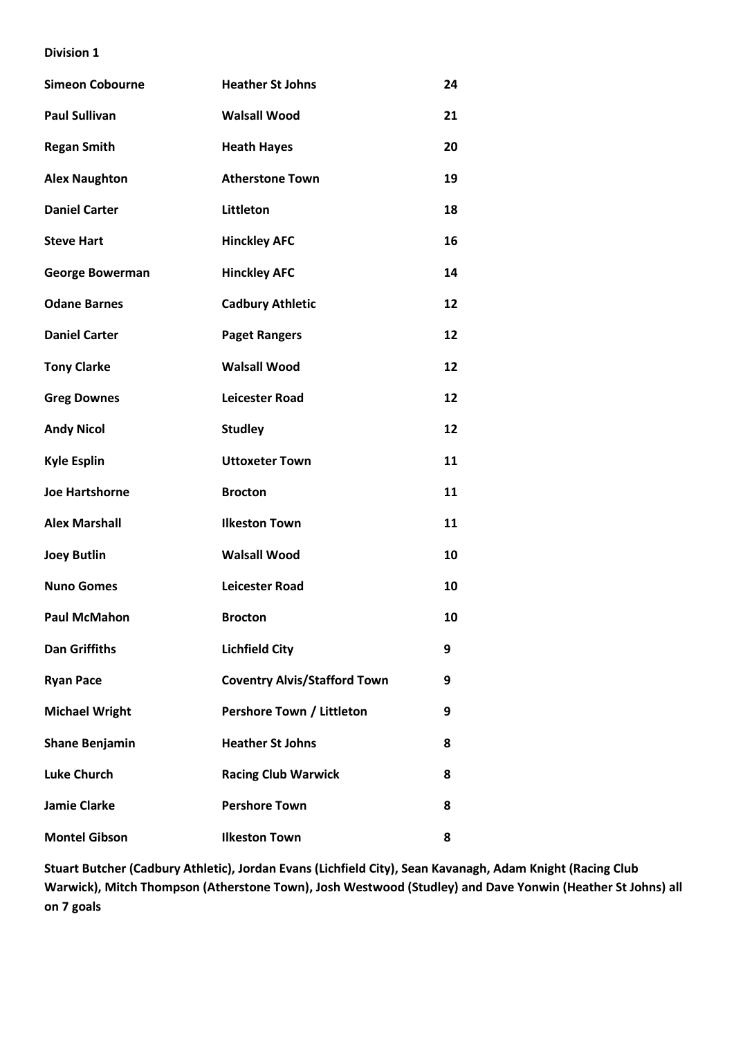**Division 1**

| | | |
|---|---|---|
| **Simeon Cobourne** | **Heather St Johns** | **24** |
| **Paul Sullivan** | **Walsall Wood** | **21** |
| **Regan Smith** | **Heath Hayes** | **20** |
| **Alex Naughton** | **Atherstone Town** | **19** |
| **Daniel Carter** | **Littleton** | **18** |
| **Steve Hart** | **Hinckley AFC** | **16** |
| **George Bowerman** | **Hinckley AFC** | **14** |
| **Odane Barnes** | **Cadbury Athletic** | **12** |
| **Daniel Carter** | **Paget Rangers** | **12** |
| **Tony Clarke** | **Walsall Wood** | **12** |
| **Greg Downes** | **Leicester Road** | **12** |
| **Andy Nicol** | **Studley** | **12** |
| **Kyle Esplin** | **Uttoxeter Town** | **11** |
| **Joe Hartshorne** | **Brocton** | **11** |
| **Alex Marshall** | **Ilkeston Town** | **11** |
| **Joey Butlin** | **Walsall Wood** | **10** |
| **Nuno Gomes** | **Leicester Road** | **10** |
| **Paul McMahon** | **Brocton** | **10** |
| **Dan Griffiths** | **Lichfield City** | **9** |
| **Ryan Pace** | **Coventry Alvis/Stafford Town** | **9** |
| **Michael Wright** | **Pershore Town / Littleton** | **9** |
| **Shane Benjamin** | **Heather St Johns** | **8** |
| **Luke Church** | **Racing Club Warwick** | **8** |
| **Jamie Clarke** | **Pershore Town** | **8** |
| **Montel Gibson** | **Ilkeston Town** | **8** |

**Stuart Butcher (Cadbury Athletic), Jordan Evans (Lichfield City), Sean Kavanagh, Adam Knight (Racing Club Warwick), Mitch Thompson (Atherstone Town), Josh Westwood (Studley) and Dave Yonwin (Heather St Johns) all on 7 goals**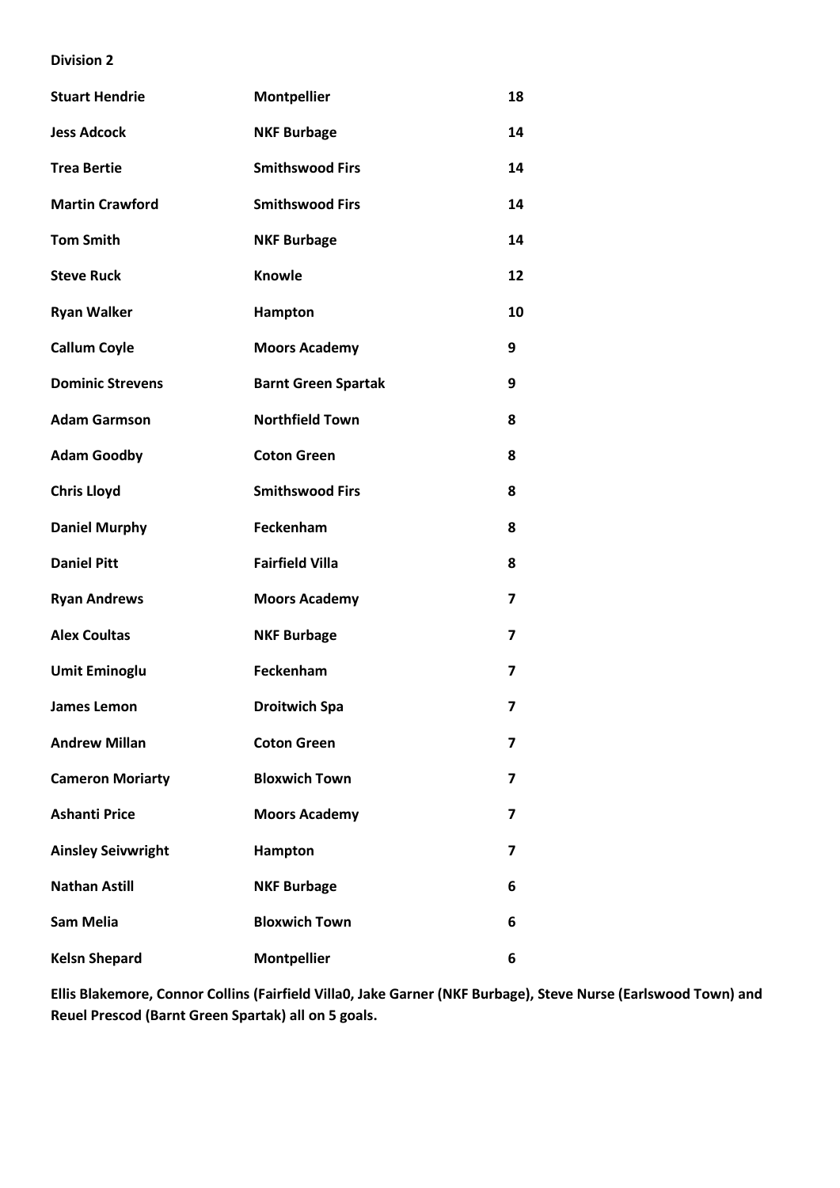**Division 2**

| | | |
|---|---|---|
| **Stuart Hendrie** | **Montpellier** | **18** |
| **Jess Adcock** | **NKF Burbage** | **14** |
| **Trea Bertie** | **Smithswood Firs** | **14** |
| **Martin Crawford** | **Smithswood Firs** | **14** |
| **Tom Smith** | **NKF Burbage** | **14** |
| **Steve Ruck** | **Knowle** | **12** |
| **Ryan Walker** | **Hampton** | **10** |
| **Callum Coyle** | **Moors Academy** | **9** |
| **Dominic Strevens** | **Barnt Green Spartak** | **9** |
| **Adam Garmson** | **Northfield Town** | **8** |
| **Adam Goodby** | **Coton Green** | **8** |
| **Chris Lloyd** | **Smithswood Firs** | **8** |
| **Daniel Murphy** | **Feckenham** | **8** |
| **Daniel Pitt** | **Fairfield Villa** | **8** |
| **Ryan Andrews** | **Moors Academy** | **7** |
| **Alex Coultas** | **NKF Burbage** | **7** |
| **Umit Eminoglu** | **Feckenham** | **7** |
| **James Lemon** | **Droitwich Spa** | **7** |
| **Andrew Millan** | **Coton Green** | **7** |
| **Cameron Moriarty** | **Bloxwich Town** | **7** |
| **Ashanti Price** | **Moors Academy** | **7** |
| **Ainsley Seivwright** | **Hampton** | **7** |
| **Nathan Astill** | **NKF Burbage** | **6** |
| **Sam Melia** | **Bloxwich Town** | **6** |
| **Kelsn Shepard** | **Montpellier** | **6** |

**Ellis Blakemore, Connor Collins (Fairfield Villa0, Jake Garner (NKF Burbage), Steve Nurse (Earlswood Town) and Reuel Prescod (Barnt Green Spartak) all on 5 goals.**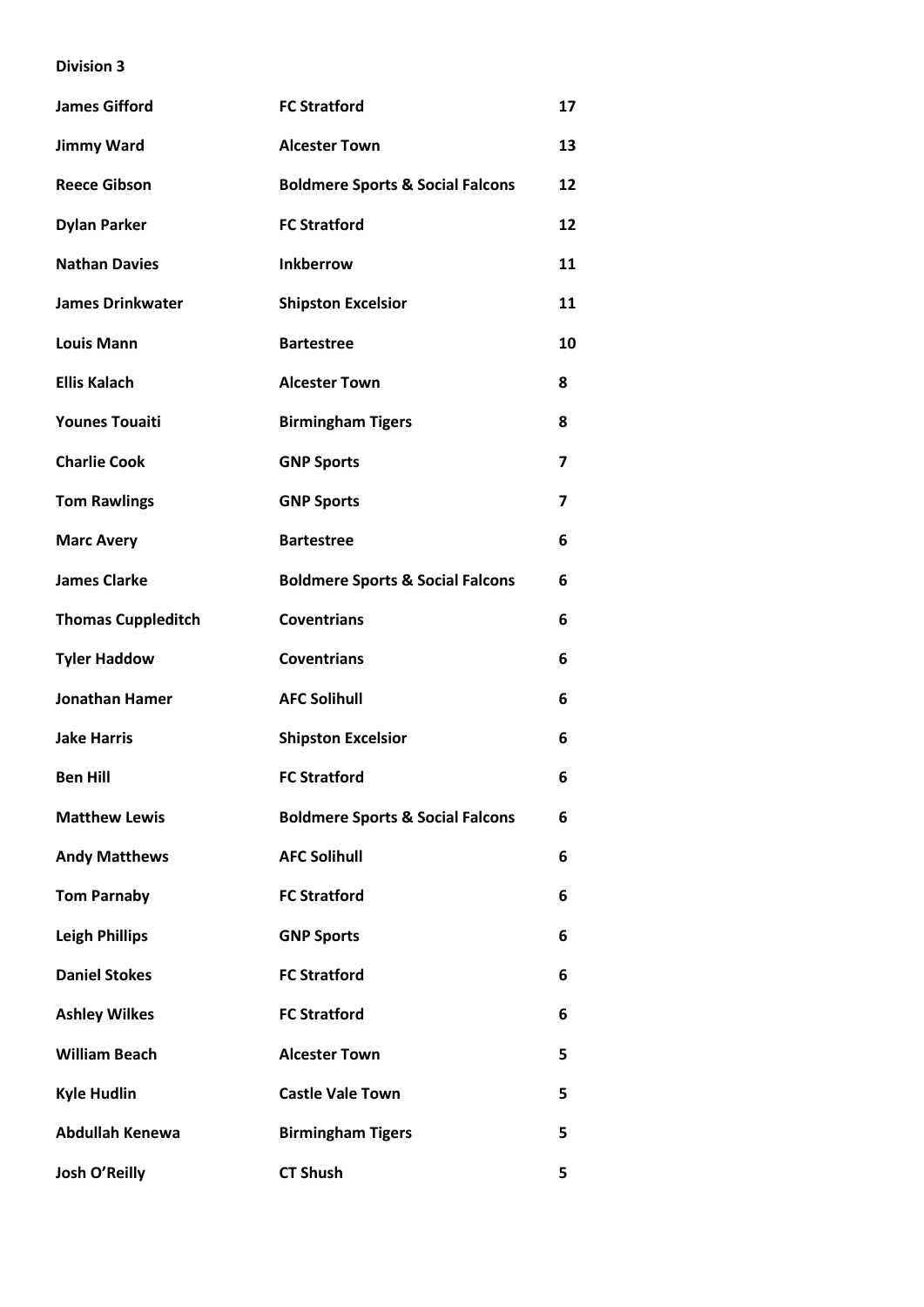**Division 3**

| | | |
|---|---|---|
| **James Gifford** | **FC Stratford** | **17** |
| **Jimmy Ward** | **Alcester Town** | **13** |
| **Reece Gibson** | **Boldmere Sports & Social Falcons** | **12** |
| **Dylan Parker** | **FC Stratford** | **12** |
| **Nathan Davies** | **Inkberrow** | **11** |
| **James Drinkwater** | **Shipston Excelsior** | **11** |
| **Louis Mann** | **Bartestree** | **10** |
| **Ellis Kalach** | **Alcester Town** | **8** |
| **Younes Touaiti** | **Birmingham Tigers** | **8** |
| **Charlie Cook** | **GNP Sports** | **7** |
| **Tom Rawlings** | **GNP Sports** | **7** |
| **Marc Avery** | **Bartestree** | **6** |
| **James Clarke** | **Boldmere Sports & Social Falcons** | **6** |
| **Thomas Cuppleditch** | **Coventrians** | **6** |
| **Tyler Haddow** | **Coventrians** | **6** |
| **Jonathan Hamer** | **AFC Solihull** | **6** |
| **Jake Harris** | **Shipston Excelsior** | **6** |
| **Ben Hill** | **FC Stratford** | **6** |
| **Matthew Lewis** | **Boldmere Sports & Social Falcons** | **6** |
| **Andy Matthews** | **AFC Solihull** | **6** |
| **Tom Parnaby** | **FC Stratford** | **6** |
| **Leigh Phillips** | **GNP Sports** | **6** |
| **Daniel Stokes** | **FC Stratford** | **6** |
| **Ashley Wilkes** | **FC Stratford** | **6** |
| **William Beach** | **Alcester Town** | **5** |
| **Kyle Hudlin** | **Castle Vale Town** | **5** |
| **Abdullah Kenewa** | **Birmingham Tigers** | **5** |
| **Josh O'Reilly** | **CT Shush** | **5** |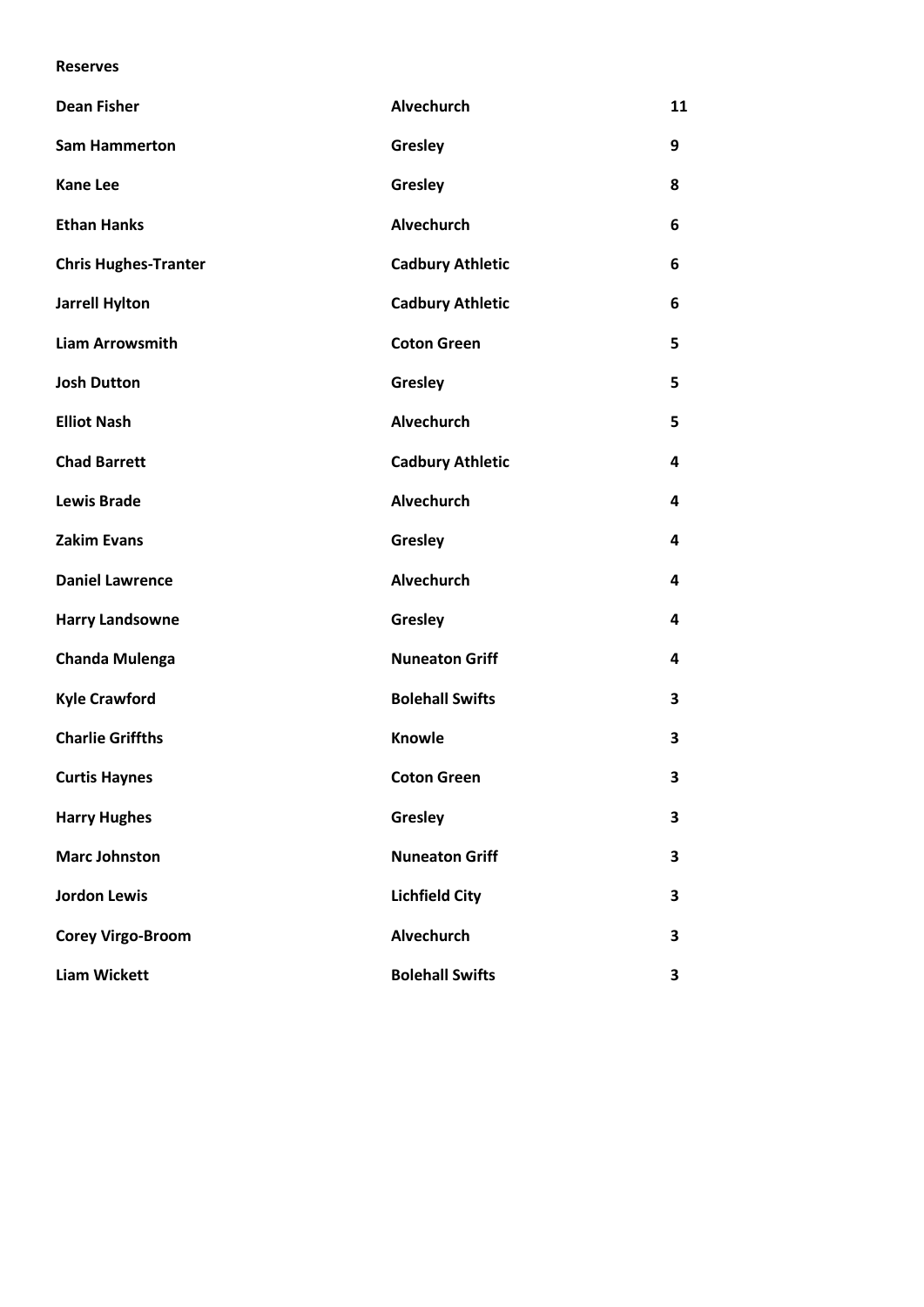**Reserves**

| | | |
|---|---|---|
| **Dean Fisher** | **Alvechurch** | **11** |
| **Sam Hammerton** | **Gresley** | **9** |
| **Kane Lee** | **Gresley** | **8** |
| **Ethan Hanks** | **Alvechurch** | **6** |
| **Chris Hughes-Tranter** | **Cadbury Athletic** | **6** |
| **Jarrell Hylton** | **Cadbury Athletic** | **6** |
| **Liam Arrowsmith** | **Coton Green** | **5** |
| **Josh Dutton** | **Gresley** | **5** |
| **Elliot Nash** | **Alvechurch** | **5** |
| **Chad Barrett** | **Cadbury Athletic** | **4** |
| **Lewis Brade** | **Alvechurch** | **4** |
| **Zakim Evans** | **Gresley** | **4** |
| **Daniel Lawrence** | **Alvechurch** | **4** |
| **Harry Landsowne** | **Gresley** | **4** |
| **Chanda Mulenga** | **Nuneaton Griff** | **4** |
| **Kyle Crawford** | **Bolehall Swifts** | **3** |
| **Charlie Griffths** | **Knowle** | **3** |
| **Curtis Haynes** | **Coton Green** | **3** |
| **Harry Hughes** | **Gresley** | **3** |
| **Marc Johnston** | **Nuneaton Griff** | **3** |
| **Jordon Lewis** | **Lichfield City** | **3** |
| **Corey Virgo-Broom** | **Alvechurch** | **3** |
| **Liam Wickett** | **Bolehall Swifts** | **3** |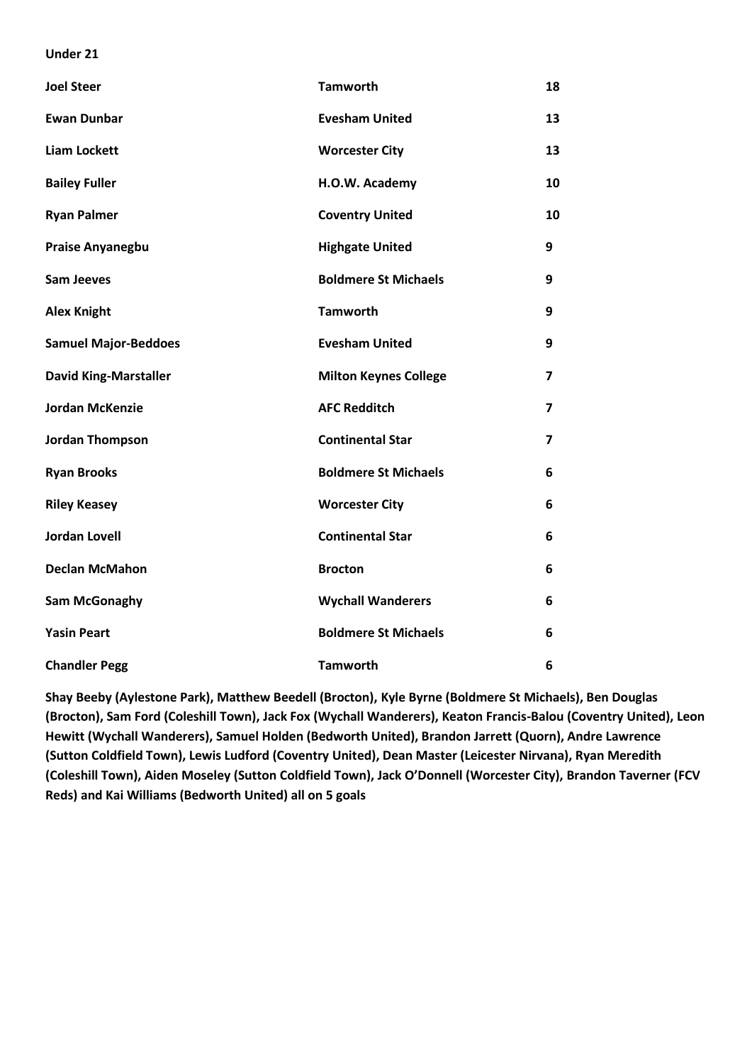**Under 21**

| | | |
|---|---|---|
| **Joel Steer** | **Tamworth** | **18** |
| **Ewan Dunbar** | **Evesham United** | **13** |
| **Liam Lockett** | **Worcester City** | **13** |
| **Bailey Fuller** | **H.O.W. Academy** | **10** |
| **Ryan Palmer** | **Coventry United** | **10** |
| **Praise Anyanegbu** | **Highgate United** | **9** |
| **Sam Jeeves** | **Boldmere St Michaels** | **9** |
| **Alex Knight** | **Tamworth** | **9** |
| **Samuel Major-Beddoes** | **Evesham United** | **9** |
| **David King-Marstaller** | **Milton Keynes College** | **7** |
| **Jordan McKenzie** | **AFC Redditch** | **7** |
| **Jordan Thompson** | **Continental Star** | **7** |
| **Ryan Brooks** | **Boldmere St Michaels** | **6** |
| **Riley Keasey** | **Worcester City** | **6** |
| **Jordan Lovell** | **Continental Star** | **6** |
| **Declan McMahon** | **Brocton** | **6** |
| **Sam McGonaghy** | **Wychall Wanderers** | **6** |
| **Yasin Peart** | **Boldmere St Michaels** | **6** |
| **Chandler Pegg** | **Tamworth** | **6** |

**Shay Beeby (Aylestone Park), Matthew Beedell (Brocton), Kyle Byrne (Boldmere St Michaels), Ben Douglas (Brocton), Sam Ford (Coleshill Town), Jack Fox (Wychall Wanderers), Keaton Francis-Balou (Coventry United), Leon Hewitt (Wychall Wanderers), Samuel Holden (Bedworth United), Brandon Jarrett (Quorn), Andre Lawrence (Sutton Coldfield Town), Lewis Ludford (Coventry United), Dean Master (Leicester Nirvana), Ryan Meredith (Coleshill Town), Aiden Moseley (Sutton Coldfield Town), Jack O'Donnell (Worcester City), Brandon Taverner (FCV Reds) and Kai Williams (Bedworth United) all on 5 goals**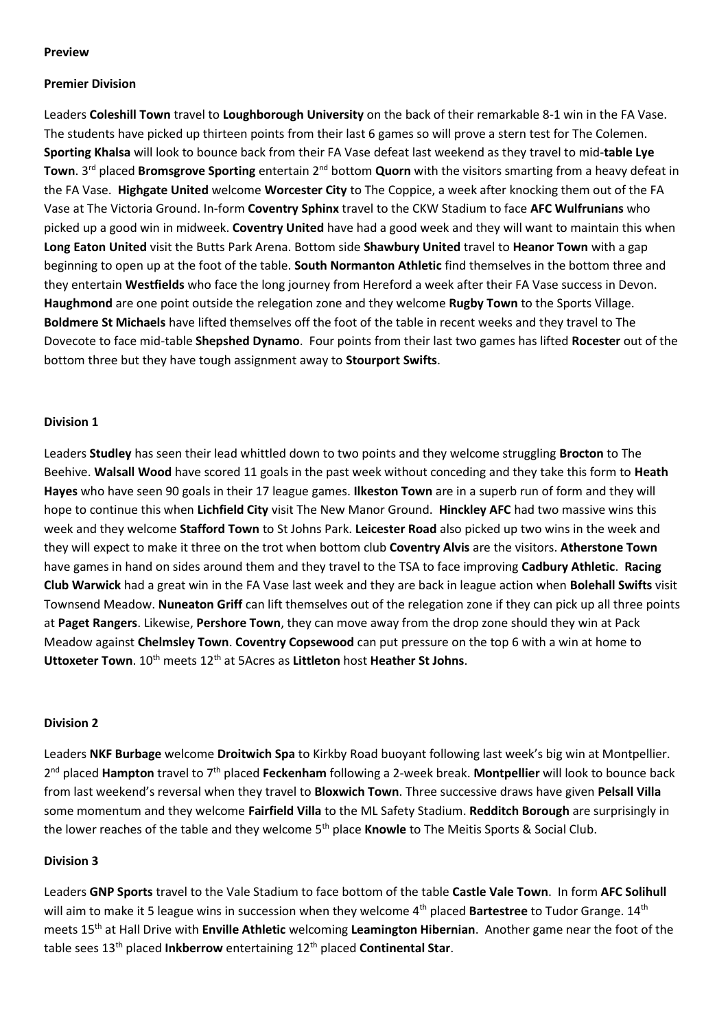**Preview**

**Premier Division**

Leaders **Coleshill Town** travel to **Loughborough University** on the back of their remarkable 8-1 win in the FA Vase. The students have picked up thirteen points from their last 6 games so will prove a stern test for The Colemen. **Sporting Khalsa** will look to bounce back from their FA Vase defeat last weekend as they travel to mid-**table Lye Town**. 3rd placed **Bromsgrove Sporting** entertain 2nd bottom **Quorn** with the visitors smarting from a heavy defeat in the FA Vase. **Highgate United** welcome **Worcester City** to The Coppice, a week after knocking them out of the FA Vase at The Victoria Ground. In-form **Coventry Sphinx** travel to the CKW Stadium to face **AFC Wulfrunians** who picked up a good win in midweek. **Coventry United** have had a good week and they will want to maintain this when **Long Eaton United** visit the Butts Park Arena. Bottom side **Shawbury United** travel to **Heanor Town** with a gap beginning to open up at the foot of the table. **South Normanton Athletic** find themselves in the bottom three and they entertain **Westfields** who face the long journey from Hereford a week after their FA Vase success in Devon. **Haughmond** are one point outside the relegation zone and they welcome **Rugby Town** to the Sports Village. **Boldmere St Michaels** have lifted themselves off the foot of the table in recent weeks and they travel to The Dovecote to face mid-table **Shepshed Dynamo**. Four points from their last two games has lifted **Rocester** out of the bottom three but they have tough assignment away to **Stourport Swifts**.

**Division 1**

Leaders **Studley** has seen their lead whittled down to two points and they welcome struggling **Brocton** to The Beehive. **Walsall Wood** have scored 11 goals in the past week without conceding and they take this form to **Heath Hayes** who have seen 90 goals in their 17 league games. **Ilkeston Town** are in a superb run of form and they will hope to continue this when **Lichfield City** visit The New Manor Ground. **Hinckley AFC** had two massive wins this week and they welcome **Stafford Town** to St Johns Park. **Leicester Road** also picked up two wins in the week and they will expect to make it three on the trot when bottom club **Coventry Alvis** are the visitors. **Atherstone Town** have games in hand on sides around them and they travel to the TSA to face improving **Cadbury Athletic**. **Racing Club Warwick** had a great win in the FA Vase last week and they are back in league action when **Bolehall Swifts** visit Townsend Meadow. **Nuneaton Griff** can lift themselves out of the relegation zone if they can pick up all three points at **Paget Rangers**. Likewise, **Pershore Town**, they can move away from the drop zone should they win at Pack Meadow against **Chelmsley Town**. **Coventry Copsewood** can put pressure on the top 6 with a win at home to **Uttoxeter Town**. 10th meets 12th at 5Acres as **Littleton** host **Heather St Johns**.

**Division 2**

Leaders **NKF Burbage** welcome **Droitwich Spa** to Kirkby Road buoyant following last week's big win at Montpellier. 2nd placed **Hampton** travel to 7th placed **Feckenham** following a 2-week break. **Montpellier** will look to bounce back from last weekend's reversal when they travel to **Bloxwich Town**. Three successive draws have given **Pelsall Villa** some momentum and they welcome **Fairfield Villa** to the ML Safety Stadium. **Redditch Borough** are surprisingly in the lower reaches of the table and they welcome 5th place **Knowle** to The Meitis Sports & Social Club.

**Division 3**

Leaders **GNP Sports** travel to the Vale Stadium to face bottom of the table **Castle Vale Town**. In form **AFC Solihull** will aim to make it 5 league wins in succession when they welcome 4th placed **Bartestree** to Tudor Grange. 14th meets 15th at Hall Drive with **Enville Athletic** welcoming **Leamington Hibernian**. Another game near the foot of the table sees 13th placed **Inkberrow** entertaining 12th placed **Continental Star**.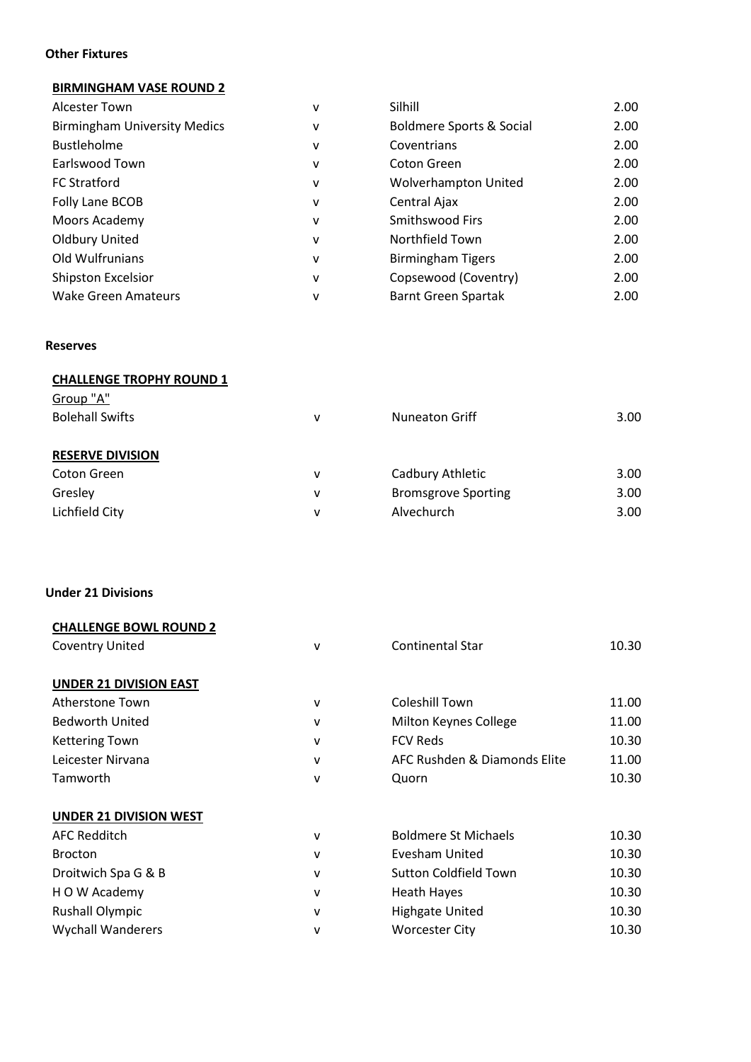**Other Fixtures**

**BIRMINGHAM VASE ROUND 2**

| | | | |
|---|---|---|---|
| Alcester Town | v | Silhill | 2.00 |
| Birmingham University Medics | v | Boldmere Sports & Social | 2.00 |
| Bustleholme | v | Coventrians | 2.00 |
| Earlswood Town | v | Coton Green | 2.00 |
| FC Stratford | v | Wolverhampton United | 2.00 |
| Folly Lane BCOB | v | Central Ajax | 2.00 |
| Moors Academy | v | Smithswood Firs | 2.00 |
| Oldbury United | v | Northfield Town | 2.00 |
| Old Wulfrunians | v | Birmingham Tigers | 2.00 |
| Shipston Excelsior | v | Copsewood (Coventry) | 2.00 |
| Wake Green Amateurs | v | Barnt Green Spartak | 2.00 |

**Reserves**

**CHALLENGE TROPHY ROUND 1**

Group "A"

| | | | |
|---|---|---|---|
| Bolehall Swifts | v | Nuneaton Griff | 3.00 |

**RESERVE DIVISION**

| | | | |
|---|---|---|---|
| Coton Green | v | Cadbury Athletic | 3.00 |
| Gresley | v | Bromsgrove Sporting | 3.00 |
| Lichfield City | v | Alvechurch | 3.00 |

**Under 21 Divisions**

**CHALLENGE BOWL ROUND 2**

| | | | |
|---|---|---|---|
| Coventry United | v | Continental Star | 10.30 |

**UNDER 21 DIVISION EAST**

| | | | |
|---|---|---|---|
| Atherstone Town | v | Coleshill Town | 11.00 |
| Bedworth United | v | Milton Keynes College | 11.00 |
| Kettering Town | v | FCV Reds | 10.30 |
| Leicester Nirvana | v | AFC Rushden & Diamonds Elite | 11.00 |
| Tamworth | v | Quorn | 10.30 |

**UNDER 21 DIVISION WEST**

| | | | |
|---|---|---|---|
| AFC Redditch | v | Boldmere St Michaels | 10.30 |
| Brocton | v | Evesham United | 10.30 |
| Droitwich Spa G & B | v | Sutton Coldfield Town | 10.30 |
| H O W Academy | v | Heath Hayes | 10.30 |
| Rushall Olympic | v | Highgate United | 10.30 |
| Wychall Wanderers | v | Worcester City | 10.30 |